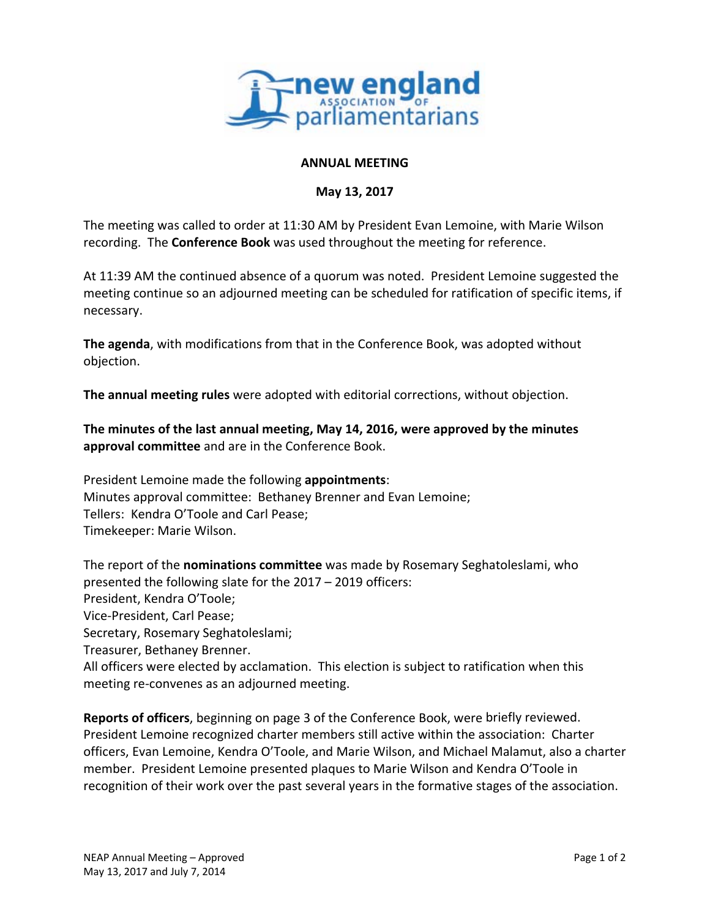# ANNUAL MEETING

## May 13, 2017

The meeting was called to order at 11:30 AM by President Evan Lemoine, with Marie Wilson recording. The **Conference Book** was used throughout the meeting for reference.

At 11:39 AM the continued absence of a quorum was noted. President Lemoine suggested the meeting continue so an adjourned meeting can be scheduled for ratification of specific items, if necessary.

**The agenda**, with modifications from that in the Conference Book, was adopted without objection.

**The annual meeting rules** were adopted with editorial corrections, without objection.

**The minutes of the last annual meeting, May 14, 2016, were approved by the minutes approval committee** and are in the Conference Book.

President Lemoine made the following **appointments**:
Minutes approval committee: Bethaney Brenner and Evan Lemoine;
Tellers: Kendra O'Toole and Carl Pease;
Timekeeper: Marie Wilson.

The report of the **nominations committee** was made by Rosemary Seghatoleslami, who presented the following slate for the 2017 – 2019 officers:
President, Kendra O'Toole;
Vice-President, Carl Pease;
Secretary, Rosemary Seghatoleslami;
Treasurer, Bethaney Brenner.
All officers were elected by acclamation. This election is subject to ratification when this meeting re-convenes as an adjourned meeting.

**Reports of officers**, beginning on page 3 of the Conference Book, were briefly reviewed. President Lemoine recognized charter members still active within the association: Charter officers, Evan Lemoine, Kendra O'Toole, and Marie Wilson, and Michael Malamut, also a charter member. President Lemoine presented plaques to Marie Wilson and Kendra O'Toole in recognition of their work over the past several years in the formative stages of the association.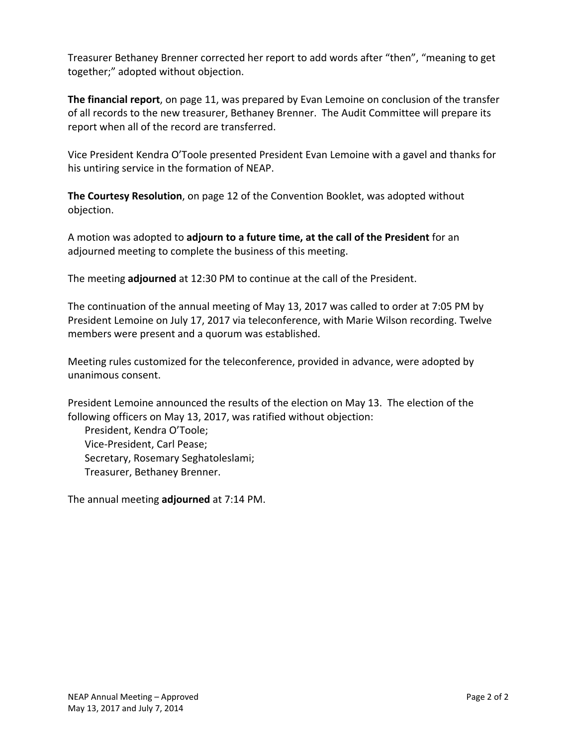Treasurer Bethaney Brenner corrected her report to add words after "then", "meaning to get together;" adopted without objection.

**The financial report**, on page 11, was prepared by Evan Lemoine on conclusion of the transfer of all records to the new treasurer, Bethaney Brenner. The Audit Committee will prepare its report when all of the record are transferred.

Vice President Kendra O'Toole presented President Evan Lemoine with a gavel and thanks for his untiring service in the formation of NEAP.

**The Courtesy Resolution**, on page 12 of the Convention Booklet, was adopted without objection.

A motion was adopted to **adjourn to a future time, at the call of the President** for an adjourned meeting to complete the business of this meeting.

The meeting **adjourned** at 12:30 PM to continue at the call of the President.

The continuation of the annual meeting of May 13, 2017 was called to order at 7:05 PM by President Lemoine on July 17, 2017 via teleconference, with Marie Wilson recording. Twelve members were present and a quorum was established.

Meeting rules customized for the teleconference, provided in advance, were adopted by unanimous consent.

President Lemoine announced the results of the election on May 13. The election of the following officers on May 13, 2017, was ratified without objection:

President, Kendra O'Toole;
Vice-President, Carl Pease;
Secretary, Rosemary Seghatoleslami;
Treasurer, Bethaney Brenner.

The annual meeting **adjourned** at 7:14 PM.